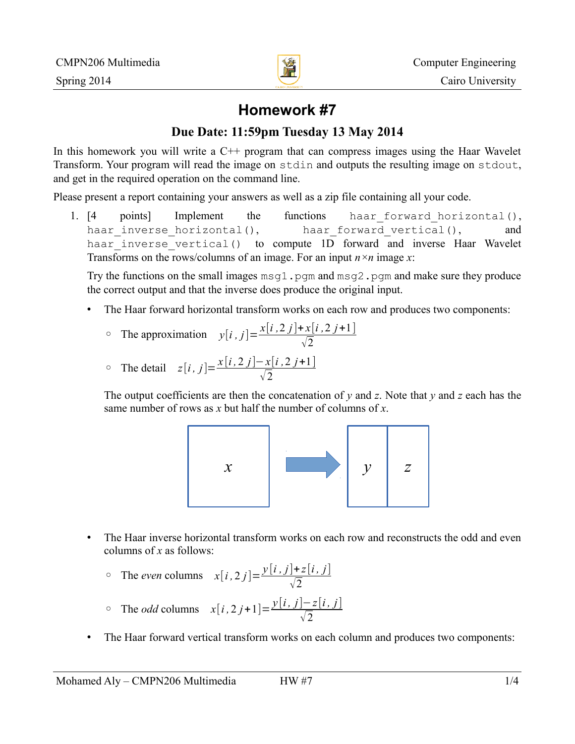CMPN206 Multimedia
Spring 2014

Computer Engineering
Cairo University

# Homework #7

## Due Date: 11:59pm Tuesday 13 May 2014

In this homework you will write a C++ program that can compress images using the Haar Wavelet Transform. Your program will read the image on `stdin` and outputs the resulting image on `stdout`, and get in the required operation on the command line.

Please present a report containing your answers as well as a zip file containing all your code.

1. [4 points] Implement the functions `haar_forward_horizontal()`, `haar_inverse_horizontal()`, `haar_forward_vertical()`, and `haar_inverse_vertical()` to compute 1D forward and inverse Haar Wavelet Transforms on the rows/columns of an image. For an input $n \times n$ image $x$:

   Try the functions on the small images `msg1.pgm` and `msg2.pgm` and make sure they produce the correct output and that the inverse does produce the original input.

   - The Haar forward horizontal transform works on each row and produces two components:
     - The approximation $y[i,j] = \dfrac{x[i,2j] + x[i,2j+1]}{\sqrt{2}}$
     - The detail $z[i,j] = \dfrac{x[i,2j] - x[i,2j+1]}{\sqrt{2}}$

     The output coefficients are then the concatenation of $y$ and $z$. Note that $y$ and $z$ each has the same number of rows as $x$ but half the number of columns of $x$.

     $x$ → $y$ | $z$

   - The Haar inverse horizontal transform works on each row and reconstructs the odd and even columns of $x$ as follows:
     - The *even* columns $x[i,2j] = \dfrac{y[i,j] + z[i,j]}{\sqrt{2}}$
     - The *odd* columns $x[i,2j+1] = \dfrac{y[i,j] - z[i,j]}{\sqrt{2}}$

   - The Haar forward vertical transform works on each column and produces two components: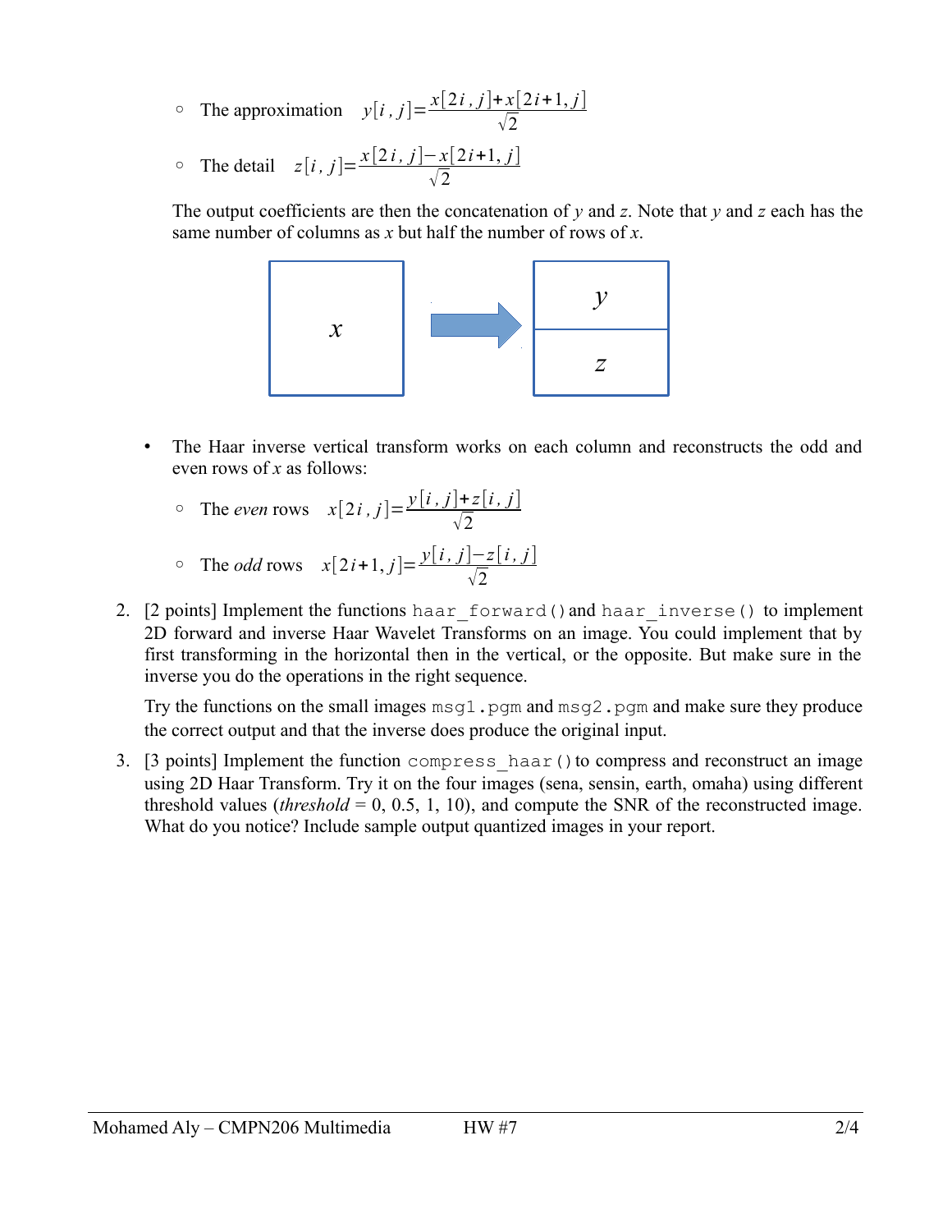- The approximation $y[i,j] = \frac{x[2i,j] + x[2i+1,j]}{\sqrt{2}}$
- The detail $z[i,j] = \frac{x[2i,j] - x[2i+1,j]}{\sqrt{2}}$

The output coefficients are then the concatenation of $y$ and $z$. Note that $y$ and $z$ each has the same number of columns as $x$ but half the number of rows of $x$.

- The Haar inverse vertical transform works on each column and reconstructs the odd and even rows of $x$ as follows:
  - The *even* rows $x[2i,j] = \frac{y[i,j] + z[i,j]}{\sqrt{2}}$
  - The *odd* rows $x[2i+1,j] = \frac{y[i,j] - z[i,j]}{\sqrt{2}}$

2. [2 points] Implement the functions `haar_forward()` and `haar_inverse()` to implement 2D forward and inverse Haar Wavelet Transforms on an image. You could implement that by first transforming in the horizontal then in the vertical, or the opposite. But make sure in the inverse you do the operations in the right sequence.

   Try the functions on the small images `msg1.pgm` and `msg2.pgm` and make sure they produce the correct output and that the inverse does produce the original input.

3. [3 points] Implement the function `compress_haar()` to compress and reconstruct an image using 2D Haar Transform. Try it on the four images (sena, sensin, earth, omaha) using different threshold values (*threshold* = 0, 0.5, 1, 10), and compute the SNR of the reconstructed image. What do you notice? Include sample output quantized images in your report.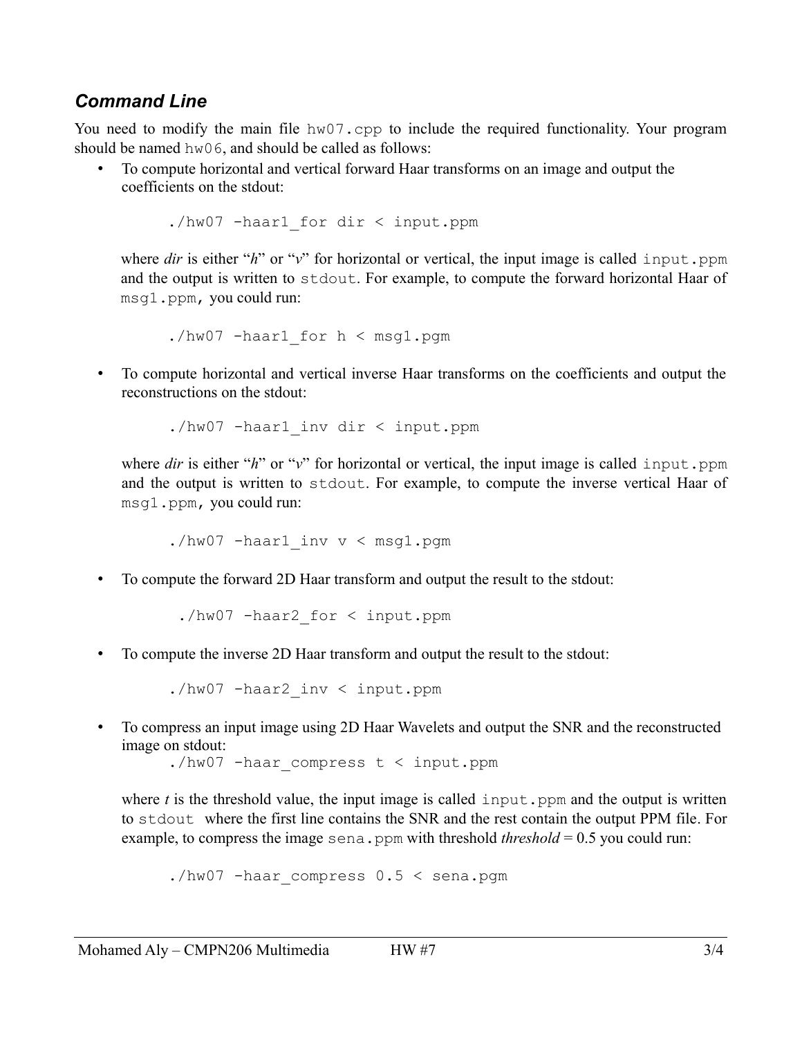### *Command Line*

You need to modify the main file `hw07.cpp` to include the required functionality. Your program should be named `hw06`, and should be called as follows:

- To compute horizontal and vertical forward Haar transforms on an image and output the coefficients on the stdout:

  ```
  ./hw07 -haar1_for dir < input.ppm
  ```

  where *dir* is either "*h*" or "*v*" for horizontal or vertical, the input image is called `input.ppm` and the output is written to `stdout`. For example, to compute the forward horizontal Haar of `msg1.ppm`, you could run:

  ```
  ./hw07 -haar1_for h < msg1.pgm
  ```

- To compute horizontal and vertical inverse Haar transforms on the coefficients and output the reconstructions on the stdout:

  ```
  ./hw07 -haar1_inv dir < input.ppm
  ```

  where *dir* is either "*h*" or "*v*" for horizontal or vertical, the input image is called `input.ppm` and the output is written to `stdout`. For example, to compute the inverse vertical Haar of `msg1.ppm`, you could run:

  ```
  ./hw07 -haar1_inv v < msg1.pgm
  ```

- To compute the forward 2D Haar transform and output the result to the stdout:

  ```
  ./hw07 -haar2_for < input.ppm
  ```

- To compute the inverse 2D Haar transform and output the result to the stdout:

  ```
  ./hw07 -haar2_inv < input.ppm
  ```

- To compress an input image using 2D Haar Wavelets and output the SNR and the reconstructed image on stdout:

  ```
  ./hw07 -haar_compress t < input.ppm
  ```

  where *t* is the threshold value, the input image is called `input.ppm` and the output is written to `stdout` where the first line contains the SNR and the rest contain the output PPM file. For example, to compress the image `sena.ppm` with threshold *threshold* = 0.5 you could run:

  ```
  ./hw07 -haar_compress 0.5 < sena.pgm
  ```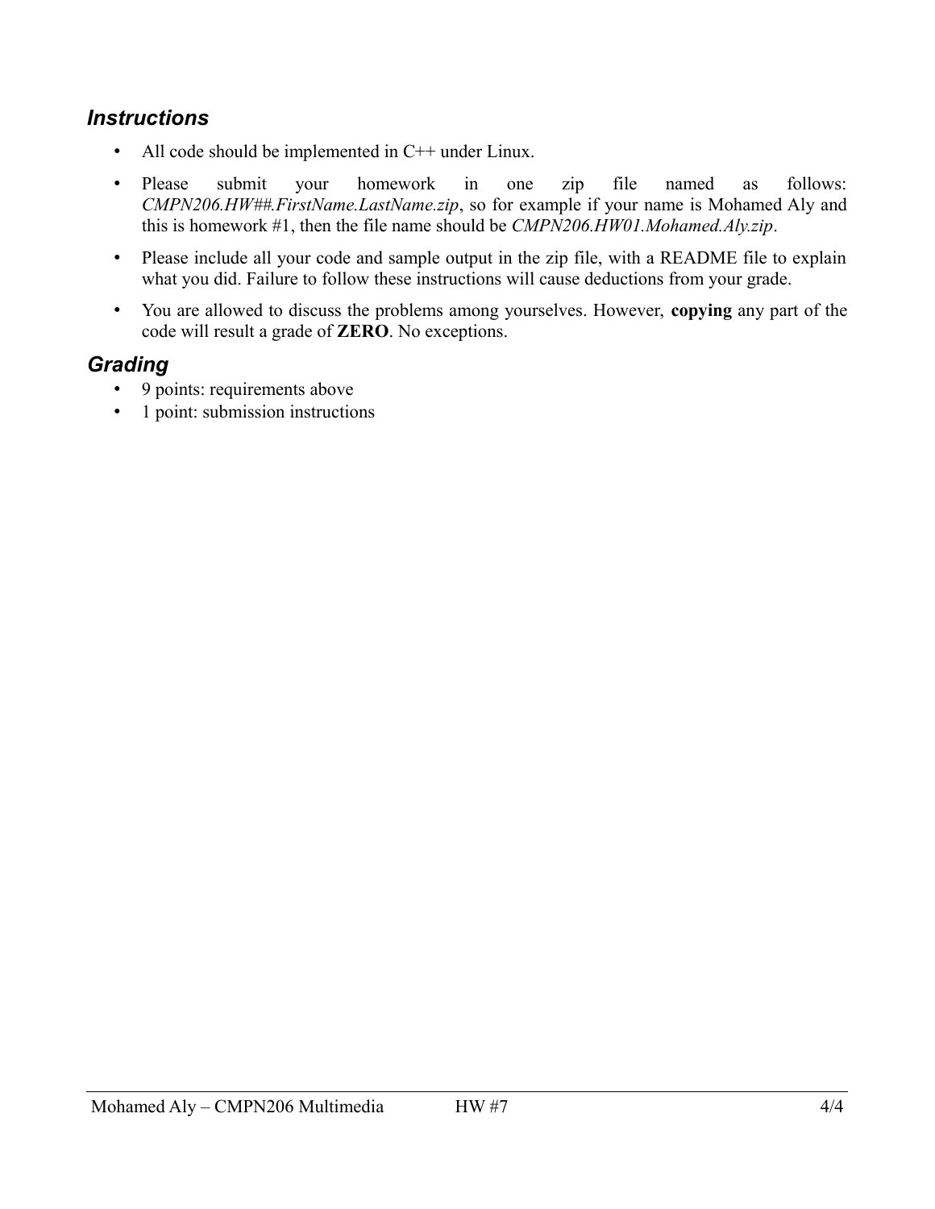### *Instructions*

- All code should be implemented in C++ under Linux.
- Please submit your homework in one zip file named as follows: *CMPN206.HW##.FirstName.LastName.zip*, so for example if your name is Mohamed Aly and this is homework #1, then the file name should be *CMPN206.HW01.Mohamed.Aly.zip*.
- Please include all your code and sample output in the zip file, with a README file to explain what you did. Failure to follow these instructions will cause deductions from your grade.
- You are allowed to discuss the problems among yourselves. However, **copying** any part of the code will result a grade of **ZERO**. No exceptions.

### *Grading*

- 9 points: requirements above
- 1 point: submission instructions